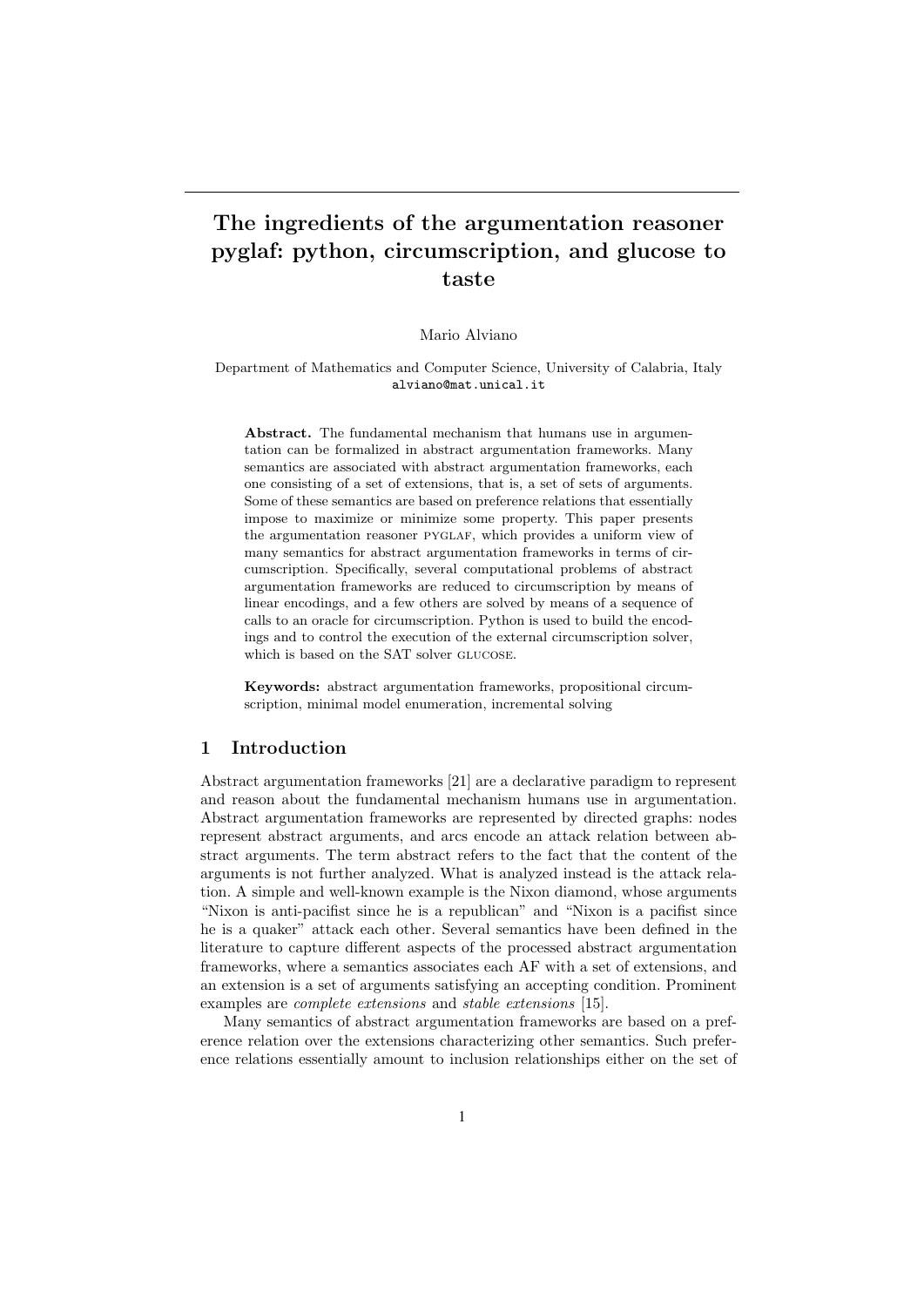# The ingredients of the argumentation reasoner pyglaf: python, circumscription, and glucose to taste

Mario Alviano

Department of Mathematics and Computer Science, University of Calabria, Italy
alviano@mat.unical.it

**Abstract.** The fundamental mechanism that humans use in argumentation can be formalized in abstract argumentation frameworks. Many semantics are associated with abstract argumentation frameworks, each one consisting of a set of extensions, that is, a set of sets of arguments. Some of these semantics are based on preference relations that essentially impose to maximize or minimize some property. This paper presents the argumentation reasoner PYGLAF, which provides a uniform view of many semantics for abstract argumentation frameworks in terms of circumscription. Specifically, several computational problems of abstract argumentation frameworks are reduced to circumscription by means of linear encodings, and a few others are solved by means of a sequence of calls to an oracle for circumscription. Python is used to build the encodings and to control the execution of the external circumscription solver, which is based on the SAT solver GLUCOSE.

**Keywords:** abstract argumentation frameworks, propositional circumscription, minimal model enumeration, incremental solving

## 1 Introduction

Abstract argumentation frameworks [21] are a declarative paradigm to represent and reason about the fundamental mechanism humans use in argumentation. Abstract argumentation frameworks are represented by directed graphs: nodes represent abstract arguments, and arcs encode an attack relation between abstract arguments. The term abstract refers to the fact that the content of the arguments is not further analyzed. What is analyzed instead is the attack relation. A simple and well-known example is the Nixon diamond, whose arguments "Nixon is anti-pacifist since he is a republican" and "Nixon is a pacifist since he is a quaker" attack each other. Several semantics have been defined in the literature to capture different aspects of the processed abstract argumentation frameworks, where a semantics associates each AF with a set of extensions, and an extension is a set of arguments satisfying an accepting condition. Prominent examples are *complete extensions* and *stable extensions* [15].

Many semantics of abstract argumentation frameworks are based on a preference relation over the extensions characterizing other semantics. Such preference relations essentially amount to inclusion relationships either on the set of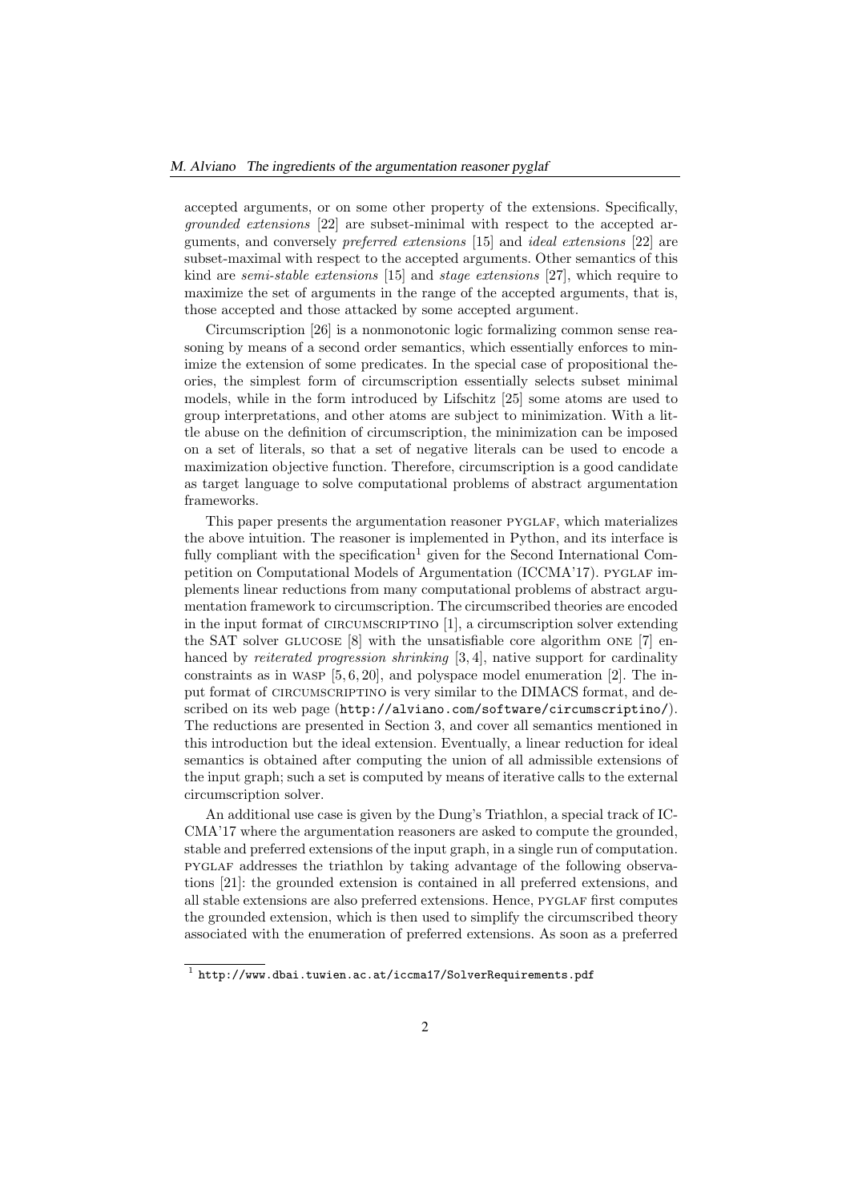accepted arguments, or on some other property of the extensions. Specifically, *grounded extensions* [22] are subset-minimal with respect to the accepted arguments, and conversely *preferred extensions* [15] and *ideal extensions* [22] are subset-maximal with respect to the accepted arguments. Other semantics of this kind are *semi-stable extensions* [15] and *stage extensions* [27], which require to maximize the set of arguments in the range of the accepted arguments, that is, those accepted and those attacked by some accepted argument.

Circumscription [26] is a nonmonotonic logic formalizing common sense reasoning by means of a second order semantics, which essentially enforces to minimize the extension of some predicates. In the special case of propositional theories, the simplest form of circumscription essentially selects subset minimal models, while in the form introduced by Lifschitz [25] some atoms are used to group interpretations, and other atoms are subject to minimization. With a little abuse on the definition of circumscription, the minimization can be imposed on a set of literals, so that a set of negative literals can be used to encode a maximization objective function. Therefore, circumscription is a good candidate as target language to solve computational problems of abstract argumentation frameworks.

This paper presents the argumentation reasoner PYGLAF, which materializes the above intuition. The reasoner is implemented in Python, and its interface is fully compliant with the specification[1] given for the Second International Competition on Computational Models of Argumentation (ICCMA'17). PYGLAF implements linear reductions from many computational problems of abstract argumentation framework to circumscription. The circumscribed theories are encoded in the input format of CIRCUMSCRIPTINO [1], a circumscription solver extending the SAT solver GLUCOSE [8] with the unsatisfiable core algorithm ONE [7] enhanced by *reiterated progression shrinking* [3, 4], native support for cardinality constraints as in WASP [5, 6, 20], and polyspace model enumeration [2]. The input format of CIRCUMSCRIPTINO is very similar to the DIMACS format, and described on its web page (`http://alviano.com/software/circumscriptino/`). The reductions are presented in Section 3, and cover all semantics mentioned in this introduction but the ideal extension. Eventually, a linear reduction for ideal semantics is obtained after computing the union of all admissible extensions of the input graph; such a set is computed by means of iterative calls to the external circumscription solver.

An additional use case is given by the Dung's Triathlon, a special track of ICCMA'17 where the argumentation reasoners are asked to compute the grounded, stable and preferred extensions of the input graph, in a single run of computation. PYGLAF addresses the triathlon by taking advantage of the following observations [21]: the grounded extension is contained in all preferred extensions, and all stable extensions are also preferred extensions. Hence, PYGLAF first computes the grounded extension, which is then used to simplify the circumscribed theory associated with the enumeration of preferred extensions. As soon as a preferred

[1] `http://www.dbai.tuwien.ac.at/iccma17/SolverRequirements.pdf`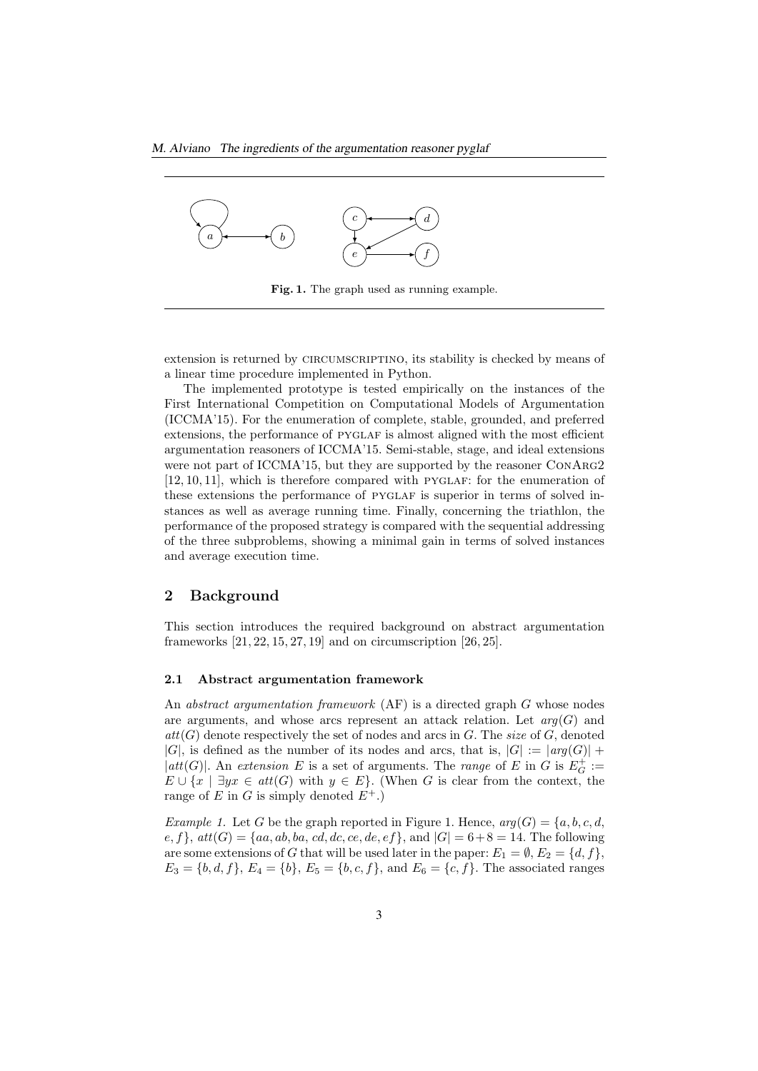Fig. 1. The graph used as running example.

extension is returned by CIRCUMSCRIPTINO, its stability is checked by means of a linear time procedure implemented in Python.

The implemented prototype is tested empirically on the instances of the First International Competition on Computational Models of Argumentation (ICCMA'15). For the enumeration of complete, stable, grounded, and preferred extensions, the performance of PYGLAF is almost aligned with the most efficient argumentation reasoners of ICCMA'15. Semi-stable, stage, and ideal extensions were not part of ICCMA'15, but they are supported by the reasoner CONARG2 [12, 10, 11], which is therefore compared with PYGLAF: for the enumeration of these extensions the performance of PYGLAF is superior in terms of solved instances as well as average running time. Finally, concerning the triathlon, the performance of the proposed strategy is compared with the sequential addressing of the three subproblems, showing a minimal gain in terms of solved instances and average execution time.

## 2 Background

This section introduces the required background on abstract argumentation frameworks [21, 22, 15, 27, 19] and on circumscription [26, 25].

### 2.1 Abstract argumentation framework

An *abstract argumentation framework* (AF) is a directed graph $G$ whose nodes are arguments, and whose arcs represent an attack relation. Let $arg(G)$ and $att(G)$ denote respectively the set of nodes and arcs in $G$. The *size* of $G$, denoted $|G|$, is defined as the number of its nodes and arcs, that is, $|G| := |arg(G)| + |att(G)|$. An *extension* $E$ is a set of arguments. The *range* of $E$ in $G$ is $E_G^+ := E \cup \{x \mid \exists yx \in att(G) \text{ with } y \in E\}$. (When $G$ is clear from the context, the range of $E$ in $G$ is simply denoted $E^+$.)

*Example 1.* Let $G$ be the graph reported in Figure 1. Hence, $arg(G) = \{a, b, c, d, e, f\}$, $att(G) = \{aa, ab, ba, cd, dc, ce, de, ef\}$, and $|G| = 6+8 = 14$. The following are some extensions of $G$ that will be used later in the paper: $E_1 = \emptyset$, $E_2 = \{d, f\}$, $E_3 = \{b, d, f\}$, $E_4 = \{b\}$, $E_5 = \{b, c, f\}$, and $E_6 = \{c, f\}$. The associated ranges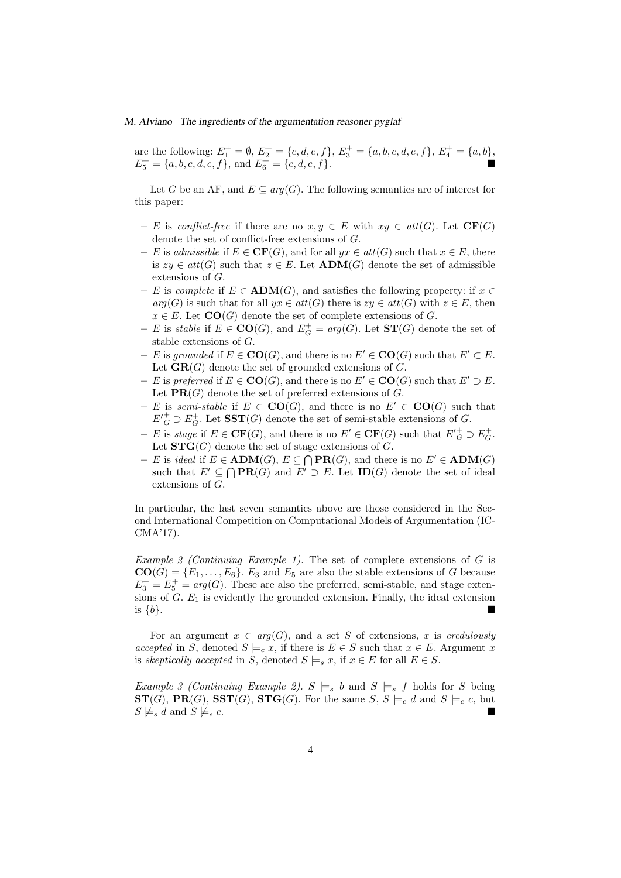are the following: $E_1^+ = \emptyset$, $E_2^+ = \{c, d, e, f\}$, $E_3^+ = \{a, b, c, d, e, f\}$, $E_4^+ = \{a, b\}$, $E_5^+ = \{a, b, c, d, e, f\}$, and $E_6^+ = \{c, d, e, f\}$. ■

Let $G$ be an AF, and $E \subseteq arg(G)$. The following semantics are of interest for this paper:

- $E$ is *conflict-free* if there are no $x, y \in E$ with $xy \in att(G)$. Let $\mathbf{CF}(G)$ denote the set of conflict-free extensions of $G$.
- $E$ is *admissible* if $E \in \mathbf{CF}(G)$, and for all $yx \in att(G)$ such that $x \in E$, there is $zy \in att(G)$ such that $z \in E$. Let $\mathbf{ADM}(G)$ denote the set of admissible extensions of $G$.
- $E$ is *complete* if $E \in \mathbf{ADM}(G)$, and satisfies the following property: if $x \in arg(G)$ is such that for all $yx \in att(G)$ there is $zy \in att(G)$ with $z \in E$, then $x \in E$. Let $\mathbf{CO}(G)$ denote the set of complete extensions of $G$.
- $E$ is *stable* if $E \in \mathbf{CO}(G)$, and $E_G^+ = arg(G)$. Let $\mathbf{ST}(G)$ denote the set of stable extensions of $G$.
- $E$ is *grounded* if $E \in \mathbf{CO}(G)$, and there is no $E' \in \mathbf{CO}(G)$ such that $E' \subset E$. Let $\mathbf{GR}(G)$ denote the set of grounded extensions of $G$.
- $E$ is *preferred* if $E \in \mathbf{CO}(G)$, and there is no $E' \in \mathbf{CO}(G)$ such that $E' \supset E$. Let $\mathbf{PR}(G)$ denote the set of preferred extensions of $G$.
- $E$ is *semi-stable* if $E \in \mathbf{CO}(G)$, and there is no $E' \in \mathbf{CO}(G)$ such that ${E'}_G^+ \supset E_G^+$. Let $\mathbf{SST}(G)$ denote the set of semi-stable extensions of $G$.
- $E$ is *stage* if $E \in \mathbf{CF}(G)$, and there is no $E' \in \mathbf{CF}(G)$ such that ${E'}_G^+ \supset E_G^+$. Let $\mathbf{STG}(G)$ denote the set of stage extensions of $G$.
- $E$ is *ideal* if $E \in \mathbf{ADM}(G)$, $E \subseteq \bigcap \mathbf{PR}(G)$, and there is no $E' \in \mathbf{ADM}(G)$ such that $E' \subseteq \bigcap \mathbf{PR}(G)$ and $E' \supset E$. Let $\mathbf{ID}(G)$ denote the set of ideal extensions of $G$.

In particular, the last seven semantics above are those considered in the Second International Competition on Computational Models of Argumentation (ICCMA'17).

*Example 2 (Continuing Example 1).* The set of complete extensions of $G$ is $\mathbf{CO}(G) = \{E_1, \ldots, E_6\}$. $E_3$ and $E_5$ are also the stable extensions of $G$ because $E_3^+ = E_5^+ = arg(G)$. These are also the preferred, semi-stable, and stage extensions of $G$. $E_1$ is evidently the grounded extension. Finally, the ideal extension is $\{b\}$. ■

For an argument $x \in arg(G)$, and a set $S$ of extensions, $x$ is *credulously accepted* in $S$, denoted $S \models_c x$, if there is $E \in S$ such that $x \in E$. Argument $x$ is *skeptically accepted* in $S$, denoted $S \models_s x$, if $x \in E$ for all $E \in S$.

*Example 3 (Continuing Example 2).* $S \models_s b$ and $S \models_s f$ holds for $S$ being $\mathbf{ST}(G)$, $\mathbf{PR}(G)$, $\mathbf{SST}(G)$, $\mathbf{STG}(G)$. For the same $S$, $S \models_c d$ and $S \models_c c$, but $S \not\models_s d$ and $S \not\models_s c$. ■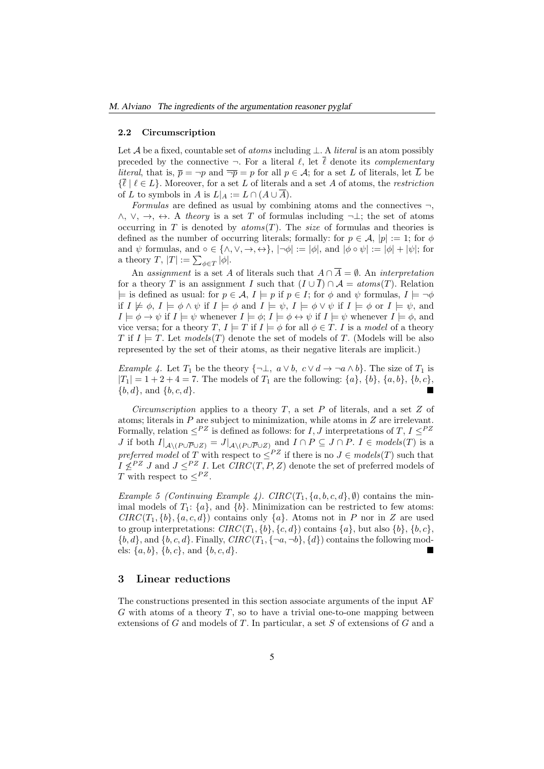### 2.2 Circumscription

Let $\mathcal{A}$ be a fixed, countable set of *atoms* including $\bot$. A *literal* is an atom possibly preceded by the connective $\neg$. For a literal $\ell$, let $\overline{\ell}$ denote its *complementary literal*, that is, $\overline{p} = \neg p$ and $\overline{\neg p} = p$ for all $p \in \mathcal{A}$; for a set $L$ of literals, let $\overline{L}$ be $\{\overline{\ell} \mid \ell \in L\}$. Moreover, for a set $L$ of literals and a set $A$ of atoms, the *restriction* of $L$ to symbols in $A$ is $L|_A := L \cap (A \cup \overline{A})$.

*Formulas* are defined as usual by combining atoms and the connectives $\neg$, $\wedge$, $\vee$, $\rightarrow$, $\leftrightarrow$. A *theory* is a set $T$ of formulas including $\neg\bot$; the set of atoms occurring in $T$ is denoted by $atoms(T)$. The *size* of formulas and theories is defined as the number of occurring literals; formally: for $p \in \mathcal{A}$, $|p| := 1$; for $\phi$ and $\psi$ formulas, and $\circ \in \{\wedge, \vee, \rightarrow, \leftrightarrow\}$, $|\neg\phi| := |\phi|$, and $|\phi \circ \psi| := |\phi| + |\psi|$; for a theory $T$, $|T| := \sum_{\phi \in T} |\phi|$.

An *assignment* is a set $A$ of literals such that $A \cap \overline{A} = \emptyset$. An *interpretation* for a theory $T$ is an assignment $I$ such that $(I \cup \overline{I}) \cap \mathcal{A} = atoms(T)$. Relation $\models$ is defined as usual: for $p \in \mathcal{A}$, $I \models p$ if $p \in I$; for $\phi$ and $\psi$ formulas, $I \models \neg\phi$ if $I \not\models \phi$, $I \models \phi \wedge \psi$ if $I \models \phi$ and $I \models \psi$, $I \models \phi \vee \psi$ if $I \models \phi$ or $I \models \psi$, and $I \models \phi \rightarrow \psi$ if $I \models \psi$ whenever $I \models \phi$; $I \models \phi \leftrightarrow \psi$ if $I \models \psi$ whenever $I \models \phi$, and vice versa; for a theory $T$, $I \models T$ if $I \models \phi$ for all $\phi \in T$. $I$ is a *model* of a theory $T$ if $I \models T$. Let $models(T)$ denote the set of models of $T$. (Models will be also represented by the set of their atoms, as their negative literals are implicit.)

*Example 4.* Let $T_1$ be the theory $\{\neg\bot,\ a \vee b,\ c \vee d \rightarrow \neg a \wedge b\}$. The size of $T_1$ is $|T_1| = 1 + 2 + 4 = 7$. The models of $T_1$ are the following: $\{a\}$, $\{b\}$, $\{a, b\}$, $\{b, c\}$, $\{b, d\}$, and $\{b, c, d\}$. ∎

*Circumscription* applies to a theory $T$, a set $P$ of literals, and a set $Z$ of atoms; literals in $P$ are subject to minimization, while atoms in $Z$ are irrelevant. Formally, relation $\leq^{PZ}$ is defined as follows: for $I, J$ interpretations of $T$, $I \leq^{PZ} J$ if both $I|_{\mathcal{A} \setminus (P \cup \overline{P} \cup Z)} = J|_{\mathcal{A} \setminus (P \cup \overline{P} \cup Z)}$ and $I \cap P \subseteq J \cap P$. $I \in models(T)$ is a *preferred model* of $T$ with respect to $\leq^{PZ}$ if there is no $J \in models(T)$ such that $I \not\leq^{PZ} J$ and $J \leq^{PZ} I$. Let $CIRC(T, P, Z)$ denote the set of preferred models of $T$ with respect to $\leq^{PZ}$.

*Example 5 (Continuing Example 4).* $CIRC(T_1, \{a, b, c, d\}, \emptyset)$ contains the minimal models of $T_1$: $\{a\}$, and $\{b\}$. Minimization can be restricted to few atoms: $CIRC(T_1, \{b\}, \{a, c, d\})$ contains only $\{a\}$. Atoms not in $P$ nor in $Z$ are used to group interpretations: $CIRC(T_1, \{b\}, \{c, d\})$ contains $\{a\}$, but also $\{b\}$, $\{b, c\}$, $\{b, d\}$, and $\{b, c, d\}$. Finally, $CIRC(T_1, \{\neg a, \neg b\}, \{d\})$ contains the following models: $\{a, b\}$, $\{b, c\}$, and $\{b, c, d\}$. ∎

## 3 Linear reductions

The constructions presented in this section associate arguments of the input AF $G$ with atoms of a theory $T$, so to have a trivial one-to-one mapping between extensions of $G$ and models of $T$. In particular, a set $S$ of extensions of $G$ and a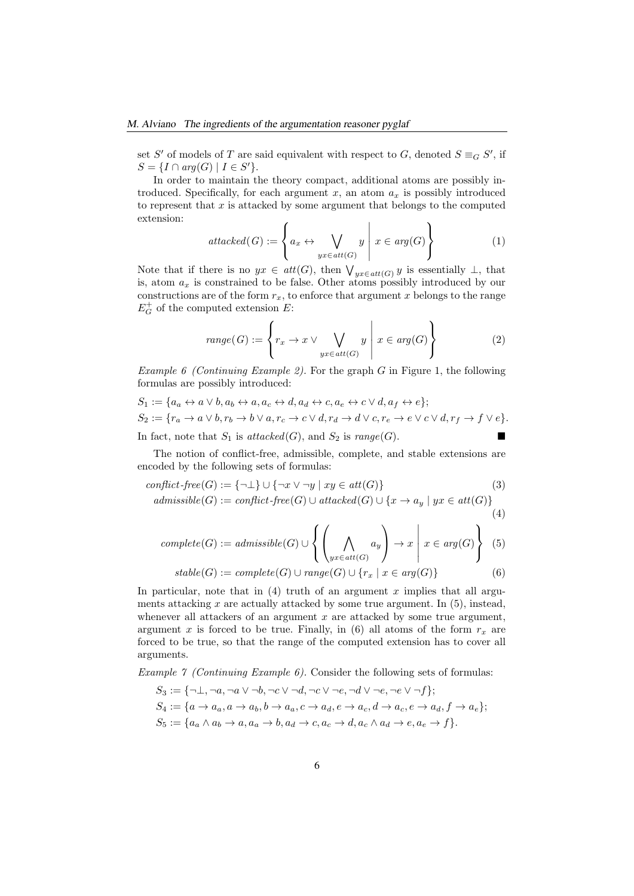set $S'$ of models of $T$ are said equivalent with respect to $G$, denoted $S \equiv_G S'$, if $S = \{I \cap arg(G) \mid I \in S'\}$.

In order to maintain the theory compact, additional atoms are possibly introduced. Specifically, for each argument $x$, an atom $a_x$ is possibly introduced to represent that $x$ is attacked by some argument that belongs to the computed extension:

$$attacked(G) := \left\{ a_x \leftrightarrow \bigvee_{yx \in att(G)} y \;\middle|\; x \in arg(G) \right\} \tag{1}$$

Note that if there is no $yx \in att(G)$, then $\bigvee_{yx \in att(G)} y$ is essentially $\bot$, that is, atom $a_x$ is constrained to be false. Other atoms possibly introduced by our constructions are of the form $r_x$, to enforce that argument $x$ belongs to the range $E_G^+$ of the computed extension $E$:

$$range(G) := \left\{ r_x \rightarrow x \vee \bigvee_{yx \in att(G)} y \;\middle|\; x \in arg(G) \right\} \tag{2}$$

*Example 6 (Continuing Example 2).* For the graph $G$ in Figure 1, the following formulas are possibly introduced:

$S_1 := \{a_a \leftrightarrow a \vee b, a_b \leftrightarrow a, a_c \leftrightarrow d, a_d \leftrightarrow c, a_e \leftrightarrow c \vee d, a_f \leftrightarrow e\}$;
$S_2 := \{r_a \rightarrow a \vee b, r_b \rightarrow b \vee a, r_c \rightarrow c \vee d, r_d \rightarrow d \vee c, r_e \rightarrow e \vee c \vee d, r_f \rightarrow f \vee e\}$.

In fact, note that $S_1$ is $attacked(G)$, and $S_2$ is $range(G)$. ∎

The notion of conflict-free, admissible, complete, and stable extensions are encoded by the following sets of formulas:

$$\textit{conflict-free}(G) := \{\neg\bot\} \cup \{\neg x \vee \neg y \mid xy \in att(G)\} \tag{3}$$

$$admissible(G) := \textit{conflict-free}(G) \cup attacked(G) \cup \{x \rightarrow a_y \mid yx \in att(G)\} \tag{4}$$

$$complete(G) := admissible(G) \cup \left\{ \left( \bigwedge_{yx \in att(G)} a_y \right) \rightarrow x \;\middle|\; x \in arg(G) \right\} \tag{5}$$

$$stable(G) := complete(G) \cup range(G) \cup \{r_x \mid x \in arg(G)\} \tag{6}$$

In particular, note that in (4) truth of an argument $x$ implies that all arguments attacking $x$ are actually attacked by some true argument. In (5), instead, whenever all attackers of an argument $x$ are attacked by some true argument, argument $x$ is forced to be true. Finally, in (6) all atoms of the form $r_x$ are forced to be true, so that the range of the computed extension has to cover all arguments.

*Example 7 (Continuing Example 6).* Consider the following sets of formulas:

$S_3 := \{\neg\bot, \neg a, \neg a \vee \neg b, \neg c \vee \neg d, \neg c \vee \neg e, \neg d \vee \neg e, \neg e \vee \neg f\}$;
$S_4 := \{a \rightarrow a_a, a \rightarrow a_b, b \rightarrow a_a, c \rightarrow a_d, e \rightarrow a_c, d \rightarrow a_c, e \rightarrow a_d, f \rightarrow a_e\}$;
$S_5 := \{a_a \wedge a_b \rightarrow a, a_a \rightarrow b, a_d \rightarrow c, a_c \rightarrow d, a_c \wedge a_d \rightarrow e, a_e \rightarrow f\}$.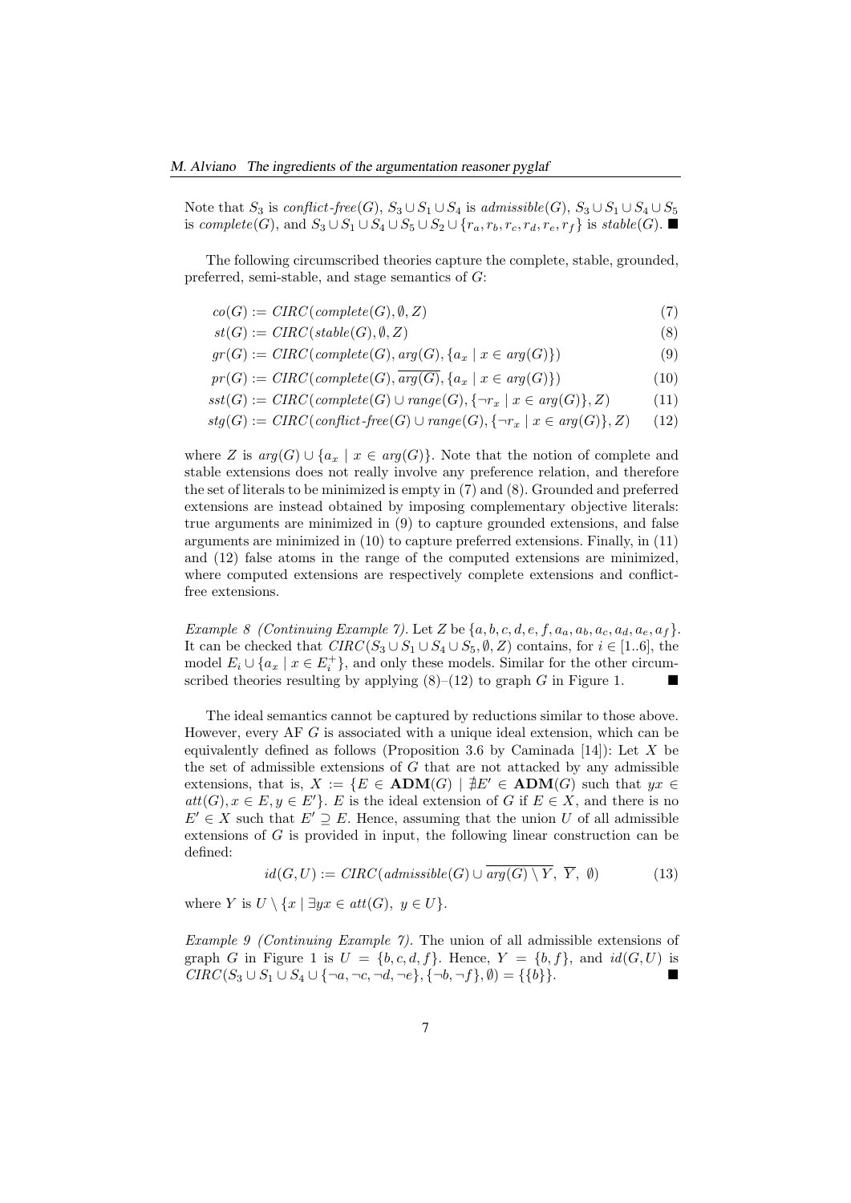Note that $S_3$ is *conflict-free*$(G)$, $S_3 \cup S_1 \cup S_4$ is *admissible*$(G)$, $S_3 \cup S_1 \cup S_4 \cup S_5$ is *complete*$(G)$, and $S_3 \cup S_1 \cup S_4 \cup S_5 \cup S_2 \cup \{r_a, r_b, r_c, r_d, r_e, r_f\}$ is *stable*$(G)$. ∎

The following circumscribed theories capture the complete, stable, grounded, preferred, semi-stable, and stage semantics of $G$:

$$co(G) := \mathit{CIRC}(\mathit{complete}(G), \emptyset, Z) \tag{7}$$

$$st(G) := \mathit{CIRC}(\mathit{stable}(G), \emptyset, Z) \tag{8}$$

$$gr(G) := \mathit{CIRC}(\mathit{complete}(G), \mathit{arg}(G), \{a_x \mid x \in \mathit{arg}(G)\}) \tag{9}$$

$$pr(G) := \mathit{CIRC}(\mathit{complete}(G), \overline{\mathit{arg}(G)}, \{a_x \mid x \in \mathit{arg}(G)\}) \tag{10}$$

$$sst(G) := \mathit{CIRC}(\mathit{complete}(G) \cup \mathit{range}(G), \{\neg r_x \mid x \in \mathit{arg}(G)\}, Z) \tag{11}$$

$$stg(G) := \mathit{CIRC}(\mathit{conflict\text{-}free}(G) \cup \mathit{range}(G), \{\neg r_x \mid x \in \mathit{arg}(G)\}, Z) \tag{12}$$

where $Z$ is $\mathit{arg}(G) \cup \{a_x \mid x \in \mathit{arg}(G)\}$. Note that the notion of complete and stable extensions does not really involve any preference relation, and therefore the set of literals to be minimized is empty in (7) and (8). Grounded and preferred extensions are instead obtained by imposing complementary objective literals: true arguments are minimized in (9) to capture grounded extensions, and false arguments are minimized in (10) to capture preferred extensions. Finally, in (11) and (12) false atoms in the range of the computed extensions are minimized, where computed extensions are respectively complete extensions and conflict-free extensions.

*Example 8 (Continuing Example 7).* Let $Z$ be $\{a, b, c, d, e, f, a_a, a_b, a_c, a_d, a_e, a_f\}$. It can be checked that $\mathit{CIRC}(S_3 \cup S_1 \cup S_4 \cup S_5, \emptyset, Z)$ contains, for $i \in [1..6]$, the model $E_i \cup \{a_x \mid x \in E_i^+\}$, and only these models. Similar for the other circumscribed theories resulting by applying (8)–(12) to graph $G$ in Figure 1. ∎

The ideal semantics cannot be captured by reductions similar to those above. However, every AF $G$ is associated with a unique ideal extension, which can be equivalently defined as follows (Proposition 3.6 by Caminada [14]): Let $X$ be the set of admissible extensions of $G$ that are not attacked by any admissible extensions, that is, $X := \{E \in \mathbf{ADM}(G) \mid \nexists E' \in \mathbf{ADM}(G)$ such that $yx \in att(G), x \in E, y \in E'\}$. $E$ is the ideal extension of $G$ if $E \in X$, and there is no $E' \in X$ such that $E' \supsetneq E$. Hence, assuming that the union $U$ of all admissible extensions of $G$ is provided in input, the following linear construction can be defined:

$$id(G, U) := \mathit{CIRC}(\mathit{admissible}(G) \cup \overline{\mathit{arg}(G) \setminus Y},\ \overline{Y},\ \emptyset) \tag{13}$$

where $Y$ is $U \setminus \{x \mid \exists yx \in att(G),\ y \in U\}$.

*Example 9 (Continuing Example 7).* The union of all admissible extensions of graph $G$ in Figure 1 is $U = \{b, c, d, f\}$. Hence, $Y = \{b, f\}$, and $id(G, U)$ is $\mathit{CIRC}(S_3 \cup S_1 \cup S_4 \cup \{\neg a, \neg c, \neg d, \neg e\}, \{\neg b, \neg f\}, \emptyset) = \{\{b\}\}$. ∎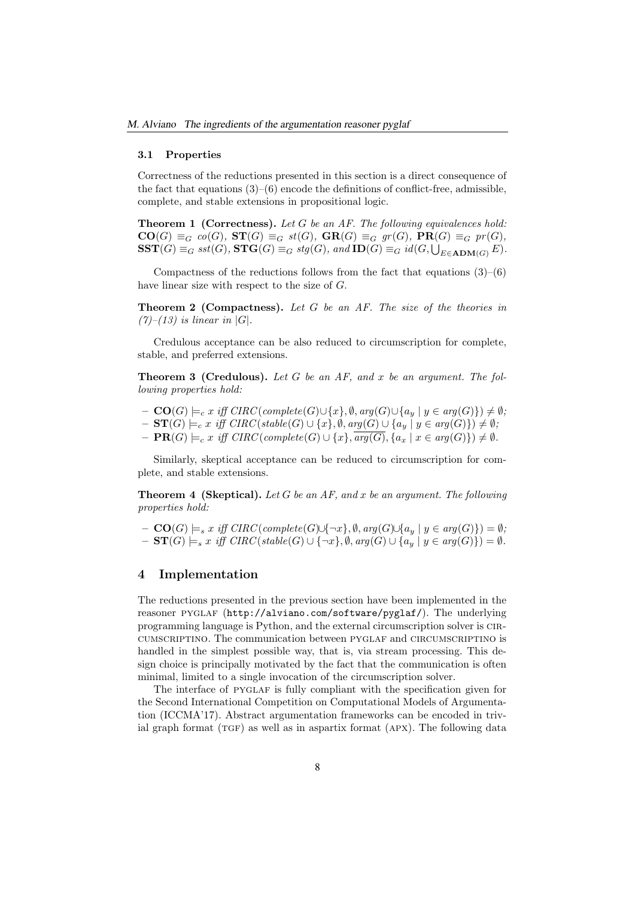### 3.1 Properties

Correctness of the reductions presented in this section is a direct consequence of the fact that equations (3)–(6) encode the definitions of conflict-free, admissible, complete, and stable extensions in propositional logic.

**Theorem 1 (Correctness).** *Let $G$ be an AF. The following equivalences hold:* $\mathbf{CO}(G) \equiv_G co(G)$, $\mathbf{ST}(G) \equiv_G st(G)$, $\mathbf{GR}(G) \equiv_G gr(G)$, $\mathbf{PR}(G) \equiv_G pr(G)$, $\mathbf{SST}(G) \equiv_G sst(G)$, $\mathbf{STG}(G) \equiv_G stg(G)$, *and* $\mathbf{ID}(G) \equiv_G id(G, \bigcup_{E \in \mathbf{ADM}(G)} E)$.

Compactness of the reductions follows from the fact that equations (3)–(6) have linear size with respect to the size of $G$.

**Theorem 2 (Compactness).** *Let $G$ be an AF. The size of the theories in (7)–(13) is linear in $|G|$.*

Credulous acceptance can be also reduced to circumscription for complete, stable, and preferred extensions.

**Theorem 3 (Credulous).** *Let $G$ be an AF, and $x$ be an argument. The following properties hold:*

- $\mathbf{CO}(G) \models_c x$ *iff* $CIRC(complete(G) \cup \{x\}, \emptyset, arg(G) \cup \{a_y \mid y \in arg(G)\}) \neq \emptyset$;
- $\mathbf{ST}(G) \models_c x$ *iff* $CIRC(stable(G) \cup \{x\}, \emptyset, arg(G) \cup \{a_y \mid y \in arg(G)\}) \neq \emptyset$;
- $\mathbf{PR}(G) \models_c x$ *iff* $CIRC(complete(G) \cup \{x\}, \overline{arg(G)}, \{a_x \mid x \in arg(G)\}) \neq \emptyset$.

Similarly, skeptical acceptance can be reduced to circumscription for complete, and stable extensions.

**Theorem 4 (Skeptical).** *Let $G$ be an AF, and $x$ be an argument. The following properties hold:*

- $\mathbf{CO}(G) \models_s x$ *iff* $CIRC(complete(G) \cup \{\neg x\}, \emptyset, arg(G) \cup \{a_y \mid y \in arg(G)\}) = \emptyset$;
- $\mathbf{ST}(G) \models_s x$ *iff* $CIRC(stable(G) \cup \{\neg x\}, \emptyset, arg(G) \cup \{a_y \mid y \in arg(G)\}) = \emptyset$.

## 4 Implementation

The reductions presented in the previous section have been implemented in the reasoner PYGLAF (`http://alviano.com/software/pyglaf/`). The underlying programming language is Python, and the external circumscription solver is CIRCUMSCRIPTINO. The communication between PYGLAF and CIRCUMSCRIPTINO is handled in the simplest possible way, that is, via stream processing. This design choice is principally motivated by the fact that the communication is often minimal, limited to a single invocation of the circumscription solver.

The interface of PYGLAF is fully compliant with the specification given for the Second International Competition on Computational Models of Argumentation (ICCMA'17). Abstract argumentation frameworks can be encoded in trivial graph format (TGF) as well as in aspartix format (APX). The following data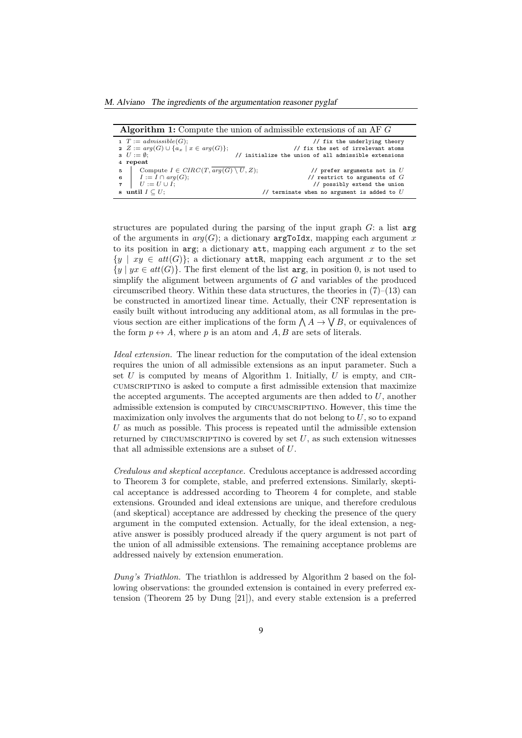**Algorithm 1:** Compute the union of admissible extensions of an AF $G$

```
1  T := admissible(G);                                       // fix the underlying theory
2  Z := arg(G) ∪ {a_x | x ∈ arg(G)};                        // fix the set of irrelevant atoms
3  U := ∅;                           // initialize the union of all admissible extensions
4  repeat
5      Compute I ∈ CIRC(T, ¬(arg(G) \ U), Z);                  // prefer arguments not in U
6      I := I ∩ arg(G);                                       // restrict to arguments of G
7      U := U ∪ I;                                              // possibly extend the union
8  until I ⊆ U;                                  // terminate when no argument is added to U
```

structures are populated during the parsing of the input graph $G$: a list `arg` of the arguments in $arg(G)$; a dictionary `argToIdx`, mapping each argument $x$ to its position in `arg`; a dictionary `att`, mapping each argument $x$ to the set $\{y \mid xy \in att(G)\}$; a dictionary `attR`, mapping each argument $x$ to the set $\{y \mid yx \in att(G)\}$. The first element of the list `arg`, in position 0, is not used to simplify the alignment between arguments of $G$ and variables of the produced circumscribed theory. Within these data structures, the theories in (7)–(13) can be constructed in amortized linear time. Actually, their CNF representation is easily built without introducing any additional atom, as all formulas in the previous section are either implications of the form $\bigwedge A \rightarrow \bigvee B$, or equivalences of the form $p \leftrightarrow A$, where $p$ is an atom and $A, B$ are sets of literals.

*Ideal extension.* The linear reduction for the computation of the ideal extension requires the union of all admissible extensions as an input parameter. Such a set $U$ is computed by means of Algorithm 1. Initially, $U$ is empty, and CIRCUMSCRIPTINO is asked to compute a first admissible extension that maximize the accepted arguments. The accepted arguments are then added to $U$, another admissible extension is computed by CIRCUMSCRIPTINO. However, this time the maximization only involves the arguments that do not belong to $U$, so to expand $U$ as much as possible. This process is repeated until the admissible extension returned by CIRCUMSCRIPTINO is covered by set $U$, as such extension witnesses that all admissible extensions are a subset of $U$.

*Credulous and skeptical acceptance.* Credulous acceptance is addressed according to Theorem 3 for complete, stable, and preferred extensions. Similarly, skeptical acceptance is addressed according to Theorem 4 for complete, and stable extensions. Grounded and ideal extensions are unique, and therefore credulous (and skeptical) acceptance are addressed by checking the presence of the query argument in the computed extension. Actually, for the ideal extension, a negative answer is possibly produced already if the query argument is not part of the union of all admissible extensions. The remaining acceptance problems are addressed naively by extension enumeration.

*Dung's Triathlon.* The triathlon is addressed by Algorithm 2 based on the following observations: the grounded extension is contained in every preferred extension (Theorem 25 by Dung [21]), and every stable extension is a preferred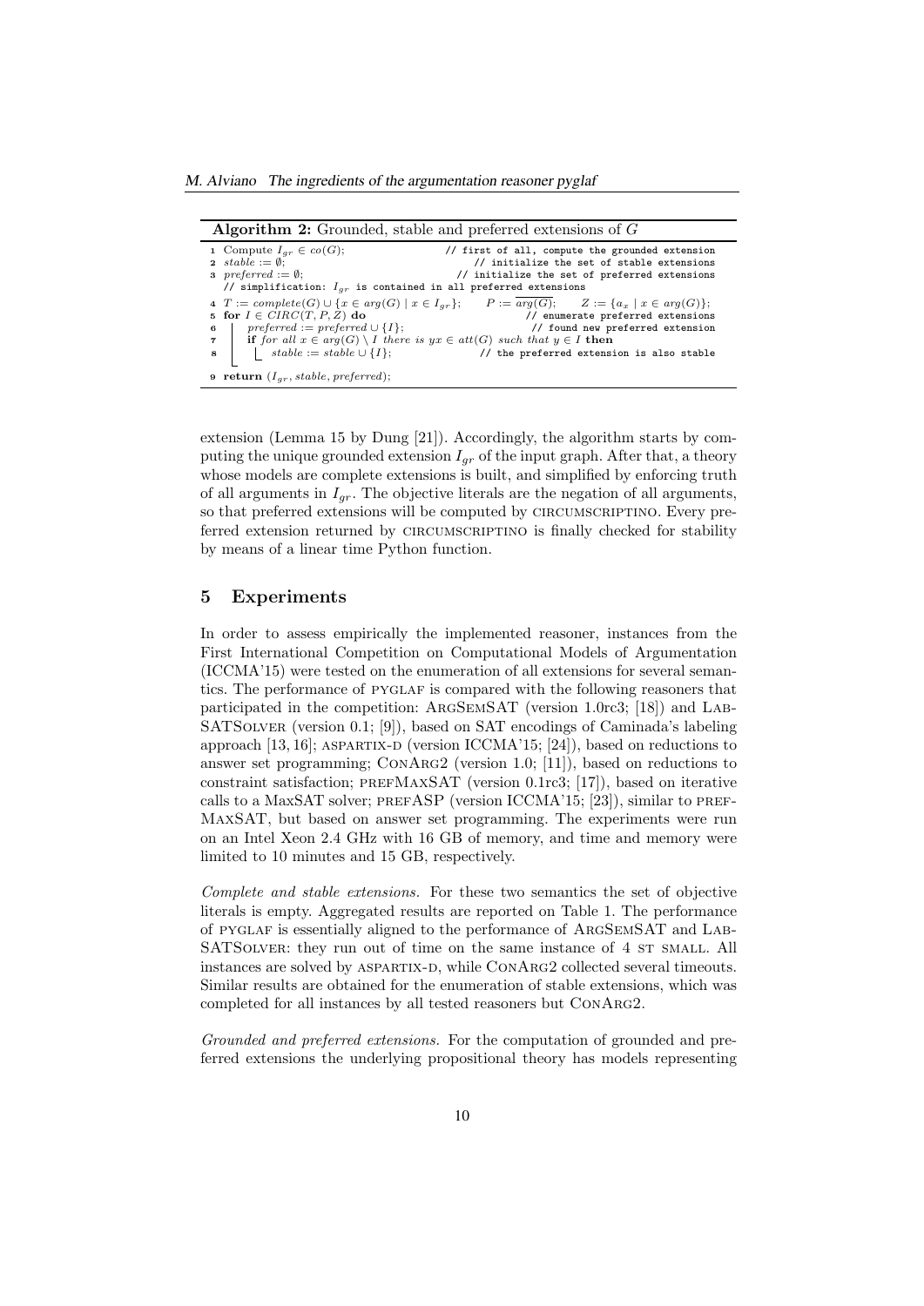**Algorithm 2:** Grounded, stable and preferred extensions of $G$

```
1 Compute I_gr ∈ co(G);                       // first of all, compute the grounded extension
2 stable := ∅;                                // initialize the set of stable extensions
3 preferred := ∅;                             // initialize the set of preferred extensions
  // simplification: I_gr is contained in all preferred extensions
4 T := complete(G) ∪ {x ∈ arg(G) | x ∈ I_gr};   P := ¬arg(G);   Z := {a_x | x ∈ arg(G)};
5 for I ∈ CIRC(T, P, Z) do                    // enumerate preferred extensions
6     preferred := preferred ∪ {I};           // found new preferred extension
7     if for all x ∈ arg(G) \ I there is yx ∈ att(G) such that y ∈ I then
8         stable := stable ∪ {I};             // the preferred extension is also stable
9 return (I_gr, stable, preferred);
```

extension (Lemma 15 by Dung [21]). Accordingly, the algorithm starts by computing the unique grounded extension $I_{gr}$ of the input graph. After that, a theory whose models are complete extensions is built, and simplified by enforcing truth of all arguments in $I_{gr}$. The objective literals are the negation of all arguments, so that preferred extensions will be computed by CIRCUMSCRIPTINO. Every preferred extension returned by CIRCUMSCRIPTINO is finally checked for stability by means of a linear time Python function.

## 5 Experiments

In order to assess empirically the implemented reasoner, instances from the First International Competition on Computational Models of Argumentation (ICCMA'15) were tested on the enumeration of all extensions for several semantics. The performance of PYGLAF is compared with the following reasoners that participated in the competition: ARGSEMSAT (version 1.0rc3; [18]) and LABSATSOLVER (version 0.1; [9]), based on SAT encodings of Caminada's labeling approach [13, 16]; ASPARTIX-D (version ICCMA'15; [24]), based on reductions to answer set programming; CONARG2 (version 1.0; [11]), based on reductions to constraint satisfaction; PREFMAXSAT (version 0.1rc3; [17]), based on iterative calls to a MaxSAT solver; PREFASP (version ICCMA'15; [23]), similar to PREFMAXSAT, but based on answer set programming. The experiments were run on an Intel Xeon 2.4 GHz with 16 GB of memory, and time and memory were limited to 10 minutes and 15 GB, respectively.

*Complete and stable extensions.* For these two semantics the set of objective literals is empty. Aggregated results are reported on Table 1. The performance of PYGLAF is essentially aligned to the performance of ARGSEMSAT and LABSATSOLVER: they run out of time on the same instance of 4 ST SMALL. All instances are solved by ASPARTIX-D, while CONARG2 collected several timeouts. Similar results are obtained for the enumeration of stable extensions, which was completed for all instances by all tested reasoners but CONARG2.

*Grounded and preferred extensions.* For the computation of grounded and preferred extensions the underlying propositional theory has models representing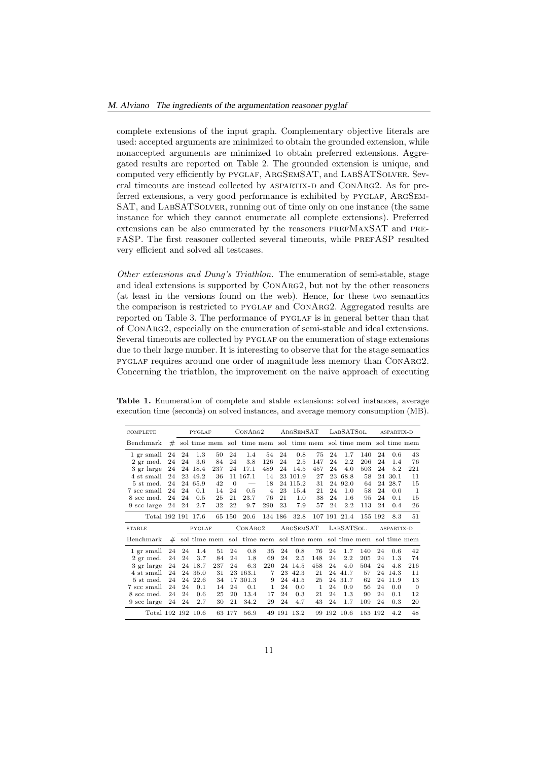complete extensions of the input graph. Complementary objective literals are used: accepted arguments are minimized to obtain the grounded extension, while nonaccepted arguments are minimized to obtain preferred extensions. Aggregated results are reported on Table 2. The grounded extension is unique, and computed very efficiently by PYGLAF, ARGSEMSAT, and LABSATSOLVER. Several timeouts are instead collected by ASPARTIX-D and CONARG2. As for preferred extensions, a very good performance is exhibited by PYGLAF, ARGSEMSAT, and LABSATSOLVER, running out of time only on one instance (the same instance for which they cannot enumerate all complete extensions). Preferred extensions can be also enumerated by the reasoners PREFMAXSAT and PREFASP. The first reasoner collected several timeouts, while PREFASP resulted very efficient and solved all testcases.

*Other extensions and Dung's Triathlon.* The enumeration of semi-stable, stage and ideal extensions is supported by CONARG2, but not by the other reasoners (at least in the versions found on the web). Hence, for these two semantics the comparison is restricted to PYGLAF and CONARG2. Aggregated results are reported on Table 3. The performance of PYGLAF is in general better than that of CONARG2, especially on the enumeration of semi-stable and ideal extensions. Several timeouts are collected by PYGLAF on the enumeration of stage extensions due to their large number. It is interesting to observe that for the stage semantics PYGLAF requires around one order of magnitude less memory than CONARG2. Concerning the triathlon, the improvement on the naive approach of executing

**Table 1.** Enumeration of complete and stable extensions: solved instances, average execution time (seconds) on solved instances, and average memory consumption (MB).

| COMPLETE | | PYGLAF | | | CONARG2 | | | ARGSEMSAT | | | LABSATSOL. | | | ASPARTIX-D | | |
|---|---|---|---|---|---|---|---|---|---|---|---|---|---|---|---|---|
| Benchmark | # | sol | time | mem | sol | time | mem | sol | time | mem | sol | time | mem | sol | time | mem |
| 1 gr small | 24 | 24 | 1.3 | 50 | 24 | 1.4 | 54 | 24 | 0.8 | 75 | 24 | 1.7 | 140 | 24 | 0.6 | 43 |
| 2 gr med. | 24 | 24 | 3.6 | 84 | 24 | 3.8 | 126 | 24 | 2.5 | 147 | 24 | 2.2 | 206 | 24 | 1.4 | 76 |
| 3 gr large | 24 | 24 | 18.4 | 237 | 24 | 17.1 | 489 | 24 | 14.5 | 457 | 24 | 4.0 | 503 | 24 | 5.2 | 221 |
| 4 st small | 24 | 23 | 49.2 | 36 | 11 | 167.1 | 14 | 23 | 101.9 | 27 | 23 | 68.8 | 58 | 24 | 30.1 | 11 |
| 5 st med. | 24 | 24 | 65.9 | 42 | 0 | — | 18 | 24 | 115.2 | 31 | 24 | 92.0 | 64 | 24 | 28.7 | 15 |
| 7 scc small | 24 | 24 | 0.1 | 14 | 24 | 0.5 | 4 | 23 | 15.4 | 21 | 24 | 1.0 | 58 | 24 | 0.0 | 1 |
| 8 scc med. | 24 | 24 | 0.5 | 25 | 21 | 23.7 | 76 | 21 | 1.0 | 38 | 24 | 1.6 | 95 | 24 | 0.1 | 15 |
| 9 scc large | 24 | 24 | 2.7 | 32 | 22 | 9.7 | 290 | 23 | 7.9 | 57 | 24 | 2.2 | 113 | 24 | 0.4 | 26 |
| Total | 192 | 191 | 17.6 | 65 | 150 | 20.6 | 134 | 186 | 32.8 | 107 | 191 | 21.4 | 155 | 192 | 8.3 | 51 |
| STABLE | | PYGLAF | | | CONARG2 | | | ARGSEMSAT | | | LABSATSOL. | | | ASPARTIX-D | | |
| Benchmark | # | sol | time | mem | sol | time | mem | sol | time | mem | sol | time | mem | sol | time | mem |
| 1 gr small | 24 | 24 | 1.4 | 51 | 24 | 0.8 | 35 | 24 | 0.8 | 76 | 24 | 1.7 | 140 | 24 | 0.6 | 42 |
| 2 gr med. | 24 | 24 | 3.7 | 84 | 24 | 1.8 | 69 | 24 | 2.5 | 148 | 24 | 2.2 | 205 | 24 | 1.3 | 74 |
| 3 gr large | 24 | 24 | 18.7 | 237 | 24 | 6.3 | 220 | 24 | 14.5 | 458 | 24 | 4.0 | 504 | 24 | 4.8 | 216 |
| 4 st small | 24 | 24 | 35.0 | 31 | 23 | 163.1 | 7 | 23 | 42.3 | 21 | 24 | 41.7 | 57 | 24 | 14.3 | 11 |
| 5 st med. | 24 | 24 | 22.6 | 34 | 17 | 301.3 | 9 | 24 | 41.5 | 25 | 24 | 31.7 | 62 | 24 | 11.9 | 13 |
| 7 scc small | 24 | 24 | 0.1 | 14 | 24 | 0.1 | 1 | 24 | 0.0 | 1 | 24 | 0.9 | 56 | 24 | 0.0 | 0 |
| 8 scc med. | 24 | 24 | 0.6 | 25 | 20 | 13.4 | 17 | 24 | 0.3 | 21 | 24 | 1.3 | 90 | 24 | 0.1 | 12 |
| 9 scc large | 24 | 24 | 2.7 | 30 | 21 | 34.2 | 29 | 24 | 4.7 | 43 | 24 | 1.7 | 109 | 24 | 0.3 | 20 |
| Total | 192 | 192 | 10.6 | 63 | 177 | 56.9 | 49 | 191 | 13.2 | 99 | 192 | 10.6 | 153 | 192 | 4.2 | 48 |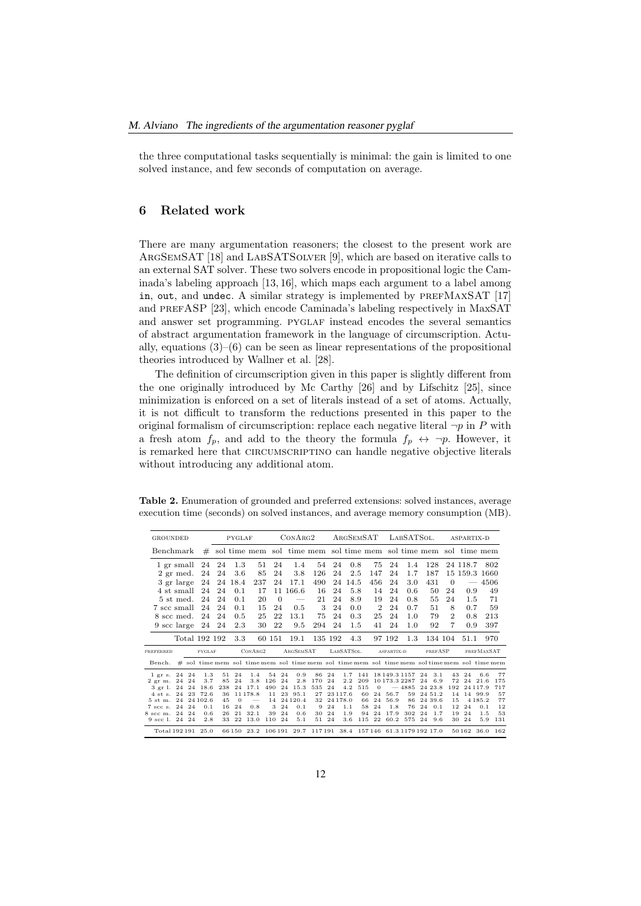the three computational tasks sequentially is minimal: the gain is limited to one solved instance, and few seconds of computation on average.

## 6 Related work

There are many argumentation reasoners; the closest to the present work are ArgSemSAT [18] and LabSATSolver [9], which are based on iterative calls to an external SAT solver. These two solvers encode in propositional logic the Caminada's labeling approach [13, 16], which maps each argument to a label among `in`, `out`, and `undec`. A similar strategy is implemented by prefMaxSAT [17] and prefASP [23], which encode Caminada's labeling respectively in MaxSAT and answer set programming. pyglaf instead encodes the several semantics of abstract argumentation framework in the language of circumscription. Actually, equations (3)–(6) can be seen as linear representations of the propositional theories introduced by Wallner et al. [28].

The definition of circumscription given in this paper is slightly different from the one originally introduced by Mc Carthy [26] and by Lifschitz [25], since minimization is enforced on a set of literals instead of a set of atoms. Actually, it is not difficult to transform the reductions presented in this paper to the original formalism of circumscription: replace each negative literal $\neg p$ in $P$ with a fresh atom $f_p$, and add to the theory the formula $f_p \leftrightarrow \neg p$. However, it is remarked here that circumscriptino can handle negative objective literals without introducing any additional atom.

**Table 2.** Enumeration of grounded and preferred extensions: solved instances, average execution time (seconds) on solved instances, and average memory consumption (MB).

| GROUNDED | | pyglaf | | | ConArg2 | | | ArgSemSAT | | | LabSATSol. | | | aspartix-d | | |
|---|---|---|---|---|---|---|---|---|---|---|---|---|---|---|---|---|
| Benchmark | # | sol | time | mem | sol | time | mem | sol | time | mem | sol | time | mem | sol | time | mem |
| 1 gr small | 24 | 24 | 1.3 | 51 | 24 | 1.4 | 54 | 24 | 0.8 | 75 | 24 | 1.4 | 128 | 24 | 118.7 | 802 |
| 2 gr med. | 24 | 24 | 3.6 | 85 | 24 | 3.8 | 126 | 24 | 2.5 | 147 | 24 | 1.7 | 187 | 15 | 159.3 | 1660 |
| 3 gr large | 24 | 24 | 18.4 | 237 | 24 | 17.1 | 490 | 24 | 14.5 | 456 | 24 | 3.0 | 431 | 0 | — | 4506 |
| 4 st small | 24 | 24 | 0.1 | 17 | 11 | 166.6 | 16 | 24 | 5.8 | 14 | 24 | 0.6 | 50 | 24 | 0.9 | 49 |
| 5 st med. | 24 | 24 | 0.1 | 20 | 0 | — | 21 | 24 | 8.9 | 19 | 24 | 0.8 | 55 | 24 | 1.5 | 71 |
| 7 scc small | 24 | 24 | 0.1 | 15 | 24 | 0.5 | 3 | 24 | 0.0 | 2 | 24 | 0.7 | 51 | 8 | 0.7 | 59 |
| 8 scc med. | 24 | 24 | 0.5 | 25 | 22 | 13.1 | 75 | 24 | 0.3 | 25 | 24 | 1.0 | 79 | 2 | 0.8 | 213 |
| 9 scc large | 24 | 24 | 2.3 | 30 | 22 | 9.5 | 294 | 24 | 1.5 | 41 | 24 | 1.0 | 92 | 7 | 0.9 | 397 |
| Total | 192 | 192 | 3.3 | 60 | 151 | 19.1 | 135 | 192 | 4.3 | 97 | 192 | 1.3 | 134 | 104 | 51.1 | 970 |

| PREFERRED | | pyglaf | | | ConArg2 | | | ArgSemSAT | | | LabSATSol. | | | aspartix-d | | | prefASP | | | prefMaxSAT | | |
|---|---|---|---|---|---|---|---|---|---|---|---|---|---|---|---|---|---|---|---|---|---|---|
| Bench. | # | sol | time | mem | sol | time | mem | sol | time | mem | sol | time | mem | sol | time | mem | sol | time | mem | sol | time | mem |
| 1 gr s. | 24 | 24 | 1.3 | 51 | 24 | 1.4 | 54 | 24 | 0.9 | 86 | 24 | 1.7 | 141 | 18 | 149.3 | 1157 | 24 | 3.1 | 43 | 24 | 6.6 | 77 |
| 2 gr m. | 24 | 24 | 3.7 | 85 | 24 | 3.8 | 126 | 24 | 2.8 | 170 | 24 | 2.2 | 209 | 10 | 173.3 | 2287 | 24 | 6.9 | 72 | 24 | 21.6 | 175 |
| 3 gr l. | 24 | 24 | 18.6 | 238 | 24 | 17.1 | 490 | 24 | 15.3 | 535 | 24 | 4.2 | 515 | 0 | — | 4885 | 24 | 23.8 | 192 | 24 | 117.9 | 717 |
| 4 st s. | 24 | 23 | 72.6 | 36 | 11 | 178.8 | 11 | 23 | 95.1 | 27 | 23 | 117.6 | 60 | 24 | 56.7 | 59 | 24 | 51.2 | 14 | 14 | 99.9 | 57 |
| 5 st m. | 24 | 24 | 102.6 | 45 | 0 | — | 14 | 24 | 120.4 | 32 | 24 | 178.0 | 66 | 24 | 56.9 | 86 | 24 | 39.6 | 15 | 4 | 185.2 | 77 |
| 7 scc s. | 24 | 24 | 0.1 | 16 | 24 | 0.8 | 3 | 24 | 0.1 | 9 | 24 | 1.1 | 58 | 24 | 1.8 | 76 | 24 | 0.1 | 12 | 24 | 0.1 | 12 |
| 8 scc m. | 24 | 24 | 0.6 | 26 | 21 | 32.1 | 39 | 24 | 0.6 | 30 | 24 | 1.9 | 94 | 24 | 17.9 | 302 | 24 | 1.7 | 19 | 24 | 1.5 | 53 |
| 9 scc l. | 24 | 24 | 2.8 | 33 | 22 | 13.0 | 110 | 24 | 5.1 | 51 | 24 | 3.6 | 115 | 22 | 60.2 | 575 | 24 | 9.6 | 30 | 24 | 5.9 | 131 |
| Total | 192 | 191 | 25.0 | 66 | 150 | 23.2 | 106 | 191 | 29.7 | 117 | 191 | 38.4 | 157 | 146 | 61.3 | 1179 | 192 | 17.0 | 50 | 162 | 36.0 | 162 |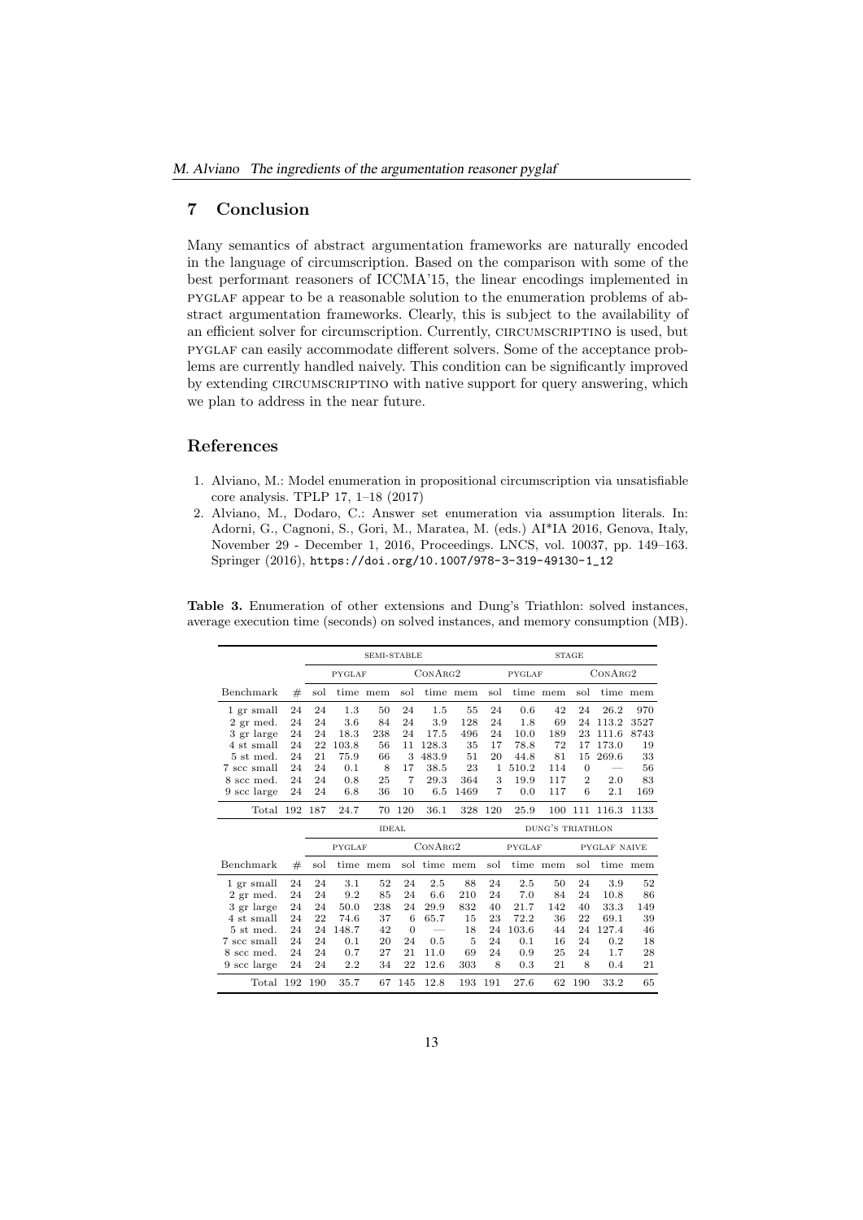## 7 Conclusion

Many semantics of abstract argumentation frameworks are naturally encoded in the language of circumscription. Based on the comparison with some of the best performant reasoners of ICCMA'15, the linear encodings implemented in PYGLAF appear to be a reasonable solution to the enumeration problems of abstract argumentation frameworks. Clearly, this is subject to the availability of an efficient solver for circumscription. Currently, CIRCUMSCRIPTINO is used, but PYGLAF can easily accommodate different solvers. Some of the acceptance problems are currently handled naively. This condition can be significantly improved by extending CIRCUMSCRIPTINO with native support for query answering, which we plan to address in the near future.

## References

1. Alviano, M.: Model enumeration in propositional circumscription via unsatisfiable core analysis. TPLP 17, 1–18 (2017)
2. Alviano, M., Dodaro, C.: Answer set enumeration via assumption literals. In: Adorni, G., Cagnoni, S., Gori, M., Maratea, M. (eds.) AI*IA 2016, Genova, Italy, November 29 - December 1, 2016, Proceedings. LNCS, vol. 10037, pp. 149–163. Springer (2016), https://doi.org/10.1007/978-3-319-49130-1_12

**Table 3.** Enumeration of other extensions and Dung's Triathlon: solved instances, average execution time (seconds) on solved instances, and memory consumption (MB).

| | | SEMI-STABLE | | | | | | STAGE | | | | | |
|---|---|---|---|---|---|---|---|---|---|---|---|---|---|
| | | PYGLAF | | | CONARG2 | | | PYGLAF | | | CONARG2 | | |
| Benchmark | # | sol | time | mem | sol | time | mem | sol | time | mem | sol | time | mem |
| 1 gr small | 24 | 24 | 1.3 | 50 | 24 | 1.5 | 55 | 24 | 0.6 | 42 | 24 | 26.2 | 970 |
| 2 gr med. | 24 | 24 | 3.6 | 84 | 24 | 3.9 | 128 | 24 | 1.8 | 69 | 24 | 113.2 | 3527 |
| 3 gr large | 24 | 24 | 18.3 | 238 | 24 | 17.5 | 496 | 24 | 10.0 | 189 | 23 | 111.6 | 8743 |
| 4 st small | 24 | 22 | 103.8 | 56 | 11 | 128.3 | 35 | 17 | 78.8 | 72 | 17 | 173.0 | 19 |
| 5 st med. | 24 | 21 | 75.9 | 66 | 3 | 483.9 | 51 | 20 | 44.8 | 81 | 15 | 269.6 | 33 |
| 7 scc small | 24 | 24 | 0.1 | 8 | 17 | 38.5 | 23 | 1 | 510.2 | 114 | 0 | — | 56 |
| 8 scc med. | 24 | 24 | 0.8 | 25 | 7 | 29.3 | 364 | 3 | 19.9 | 117 | 2 | 2.0 | 83 |
| 9 scc large | 24 | 24 | 6.8 | 36 | 10 | 6.5 | 1469 | 7 | 0.0 | 117 | 6 | 2.1 | 169 |
| Total | 192 | 187 | 24.7 | 70 | 120 | 36.1 | 328 | 120 | 25.9 | 100 | 111 | 116.3 | 1133 |
| | | IDEAL | | | | | | DUNG'S TRIATHLON | | | | | |
| | | PYGLAF | | | CONARG2 | | | PYGLAF | | | PYGLAF NAIVE | | |
| Benchmark | # | sol | time | mem | sol | time | mem | sol | time | mem | sol | time | mem |
| 1 gr small | 24 | 24 | 3.1 | 52 | 24 | 2.5 | 88 | 24 | 2.5 | 50 | 24 | 3.9 | 52 |
| 2 gr med. | 24 | 24 | 9.2 | 85 | 24 | 6.6 | 210 | 24 | 7.0 | 84 | 24 | 10.8 | 86 |
| 3 gr large | 24 | 24 | 50.0 | 238 | 24 | 29.9 | 832 | 40 | 21.7 | 142 | 40 | 33.3 | 149 |
| 4 st small | 24 | 22 | 74.6 | 37 | 6 | 65.7 | 15 | 23 | 72.2 | 36 | 22 | 69.1 | 39 |
| 5 st med. | 24 | 24 | 148.7 | 42 | 0 | — | 18 | 24 | 103.6 | 44 | 24 | 127.4 | 46 |
| 7 scc small | 24 | 24 | 0.1 | 20 | 24 | 0.5 | 5 | 24 | 0.1 | 16 | 24 | 0.2 | 18 |
| 8 scc med. | 24 | 24 | 0.7 | 27 | 21 | 11.0 | 69 | 24 | 0.9 | 25 | 24 | 1.7 | 28 |
| 9 scc large | 24 | 24 | 2.2 | 34 | 22 | 12.6 | 303 | 8 | 0.3 | 21 | 8 | 0.4 | 21 |
| Total | 192 | 190 | 35.7 | 67 | 145 | 12.8 | 193 | 191 | 27.6 | 62 | 190 | 33.2 | 65 |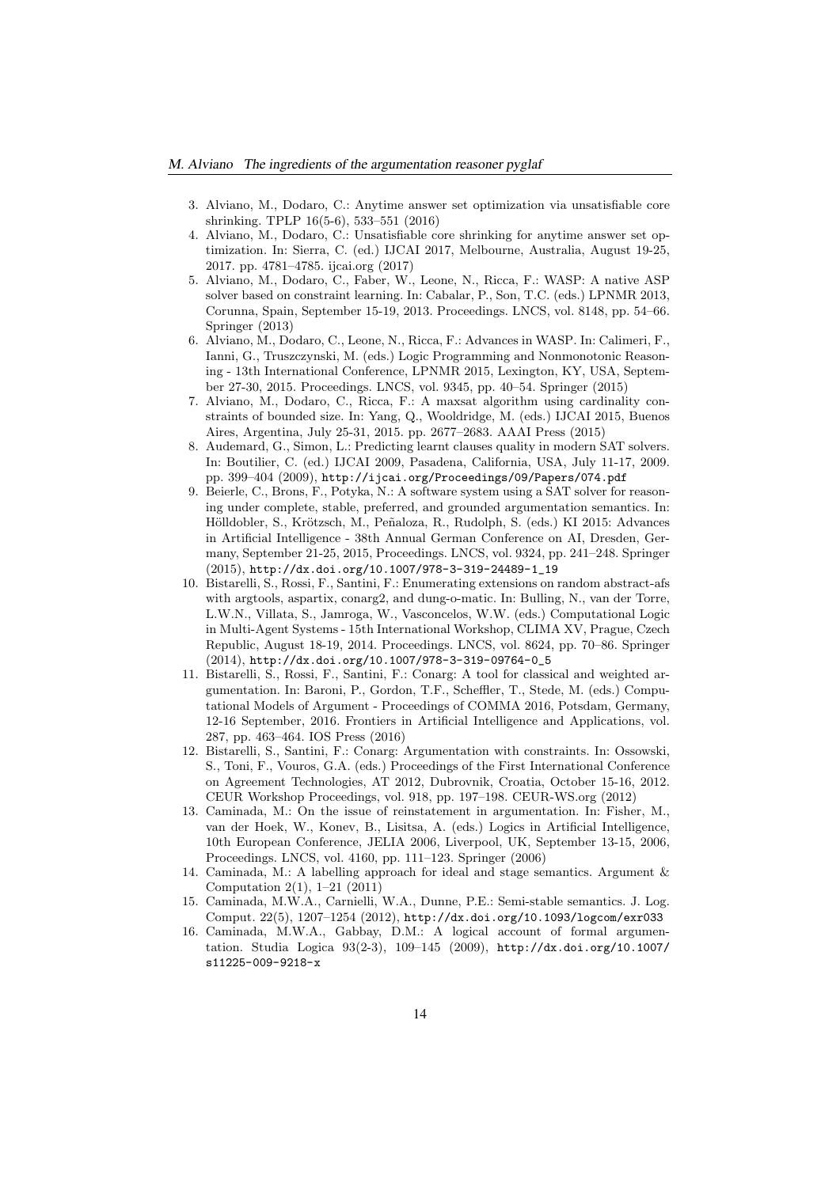3. Alviano, M., Dodaro, C.: Anytime answer set optimization via unsatisfiable core shrinking. TPLP 16(5-6), 533–551 (2016)
4. Alviano, M., Dodaro, C.: Unsatisfiable core shrinking for anytime answer set optimization. In: Sierra, C. (ed.) IJCAI 2017, Melbourne, Australia, August 19-25, 2017. pp. 4781–4785. ijcai.org (2017)
5. Alviano, M., Dodaro, C., Faber, W., Leone, N., Ricca, F.: WASP: A native ASP solver based on constraint learning. In: Cabalar, P., Son, T.C. (eds.) LPNMR 2013, Corunna, Spain, September 15-19, 2013. Proceedings. LNCS, vol. 8148, pp. 54–66. Springer (2013)
6. Alviano, M., Dodaro, C., Leone, N., Ricca, F.: Advances in WASP. In: Calimeri, F., Ianni, G., Truszczynski, M. (eds.) Logic Programming and Nonmonotonic Reasoning - 13th International Conference, LPNMR 2015, Lexington, KY, USA, September 27-30, 2015. Proceedings. LNCS, vol. 9345, pp. 40–54. Springer (2015)
7. Alviano, M., Dodaro, C., Ricca, F.: A maxsat algorithm using cardinality constraints of bounded size. In: Yang, Q., Wooldridge, M. (eds.) IJCAI 2015, Buenos Aires, Argentina, July 25-31, 2015. pp. 2677–2683. AAAI Press (2015)
8. Audemard, G., Simon, L.: Predicting learnt clauses quality in modern SAT solvers. In: Boutilier, C. (ed.) IJCAI 2009, Pasadena, California, USA, July 11-17, 2009. pp. 399–404 (2009), http://ijcai.org/Proceedings/09/Papers/074.pdf
9. Beierle, C., Brons, F., Potyka, N.: A software system using a SAT solver for reasoning under complete, stable, preferred, and grounded argumentation semantics. In: Hölldobler, S., Krötzsch, M., Peñaloza, R., Rudolph, S. (eds.) KI 2015: Advances in Artificial Intelligence - 38th Annual German Conference on AI, Dresden, Germany, September 21-25, 2015, Proceedings. LNCS, vol. 9324, pp. 241–248. Springer (2015), http://dx.doi.org/10.1007/978-3-319-24489-1_19
10. Bistarelli, S., Rossi, F., Santini, F.: Enumerating extensions on random abstract-afs with argtools, aspartix, conarg2, and dung-o-matic. In: Bulling, N., van der Torre, L.W.N., Villata, S., Jamroga, W., Vasconcelos, W.W. (eds.) Computational Logic in Multi-Agent Systems - 15th International Workshop, CLIMA XV, Prague, Czech Republic, August 18-19, 2014. Proceedings. LNCS, vol. 8624, pp. 70–86. Springer (2014), http://dx.doi.org/10.1007/978-3-319-09764-0_5
11. Bistarelli, S., Rossi, F., Santini, F.: Conarg: A tool for classical and weighted argumentation. In: Baroni, P., Gordon, T.F., Scheffler, T., Stede, M. (eds.) Computational Models of Argument - Proceedings of COMMA 2016, Potsdam, Germany, 12-16 September, 2016. Frontiers in Artificial Intelligence and Applications, vol. 287, pp. 463–464. IOS Press (2016)
12. Bistarelli, S., Santini, F.: Conarg: Argumentation with constraints. In: Ossowski, S., Toni, F., Vouros, G.A. (eds.) Proceedings of the First International Conference on Agreement Technologies, AT 2012, Dubrovnik, Croatia, October 15-16, 2012. CEUR Workshop Proceedings, vol. 918, pp. 197–198. CEUR-WS.org (2012)
13. Caminada, M.: On the issue of reinstatement in argumentation. In: Fisher, M., van der Hoek, W., Konev, B., Lisitsa, A. (eds.) Logics in Artificial Intelligence, 10th European Conference, JELIA 2006, Liverpool, UK, September 13-15, 2006, Proceedings. LNCS, vol. 4160, pp. 111–123. Springer (2006)
14. Caminada, M.: A labelling approach for ideal and stage semantics. Argument & Computation 2(1), 1–21 (2011)
15. Caminada, M.W.A., Carnielli, W.A., Dunne, P.E.: Semi-stable semantics. J. Log. Comput. 22(5), 1207–1254 (2012), http://dx.doi.org/10.1093/logcom/exr033
16. Caminada, M.W.A., Gabbay, D.M.: A logical account of formal argumentation. Studia Logica 93(2-3), 109–145 (2009), http://dx.doi.org/10.1007/s11225-009-9218-x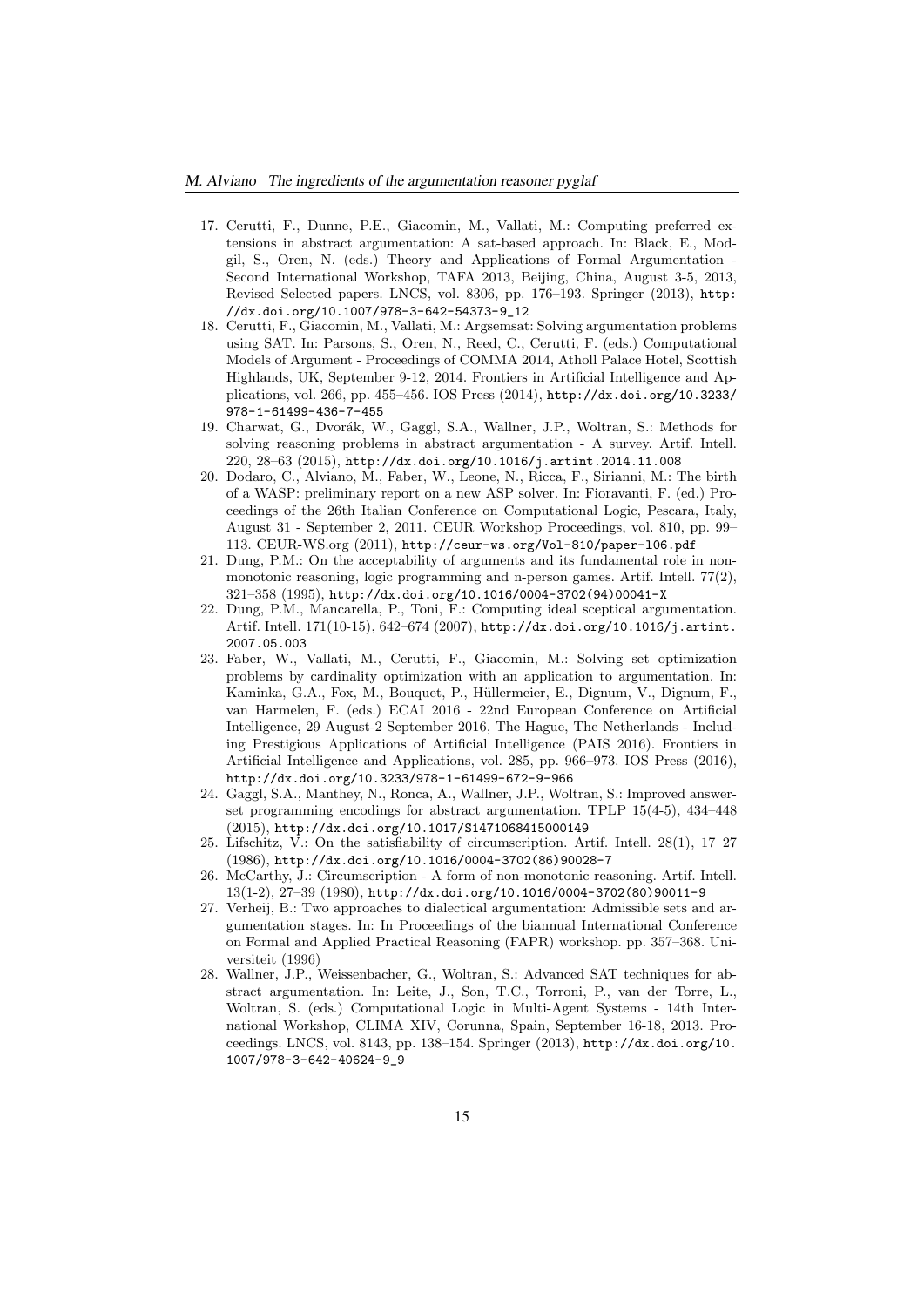17. Cerutti, F., Dunne, P.E., Giacomin, M., Vallati, M.: Computing preferred extensions in abstract argumentation: A sat-based approach. In: Black, E., Modgil, S., Oren, N. (eds.) Theory and Applications of Formal Argumentation - Second International Workshop, TAFA 2013, Beijing, China, August 3-5, 2013, Revised Selected papers. LNCS, vol. 8306, pp. 176–193. Springer (2013), http://dx.doi.org/10.1007/978-3-642-54373-9_12
18. Cerutti, F., Giacomin, M., Vallati, M.: Argsemsat: Solving argumentation problems using SAT. In: Parsons, S., Oren, N., Reed, C., Cerutti, F. (eds.) Computational Models of Argument - Proceedings of COMMA 2014, Atholl Palace Hotel, Scottish Highlands, UK, September 9-12, 2014. Frontiers in Artificial Intelligence and Applications, vol. 266, pp. 455–456. IOS Press (2014), http://dx.doi.org/10.3233/978-1-61499-436-7-455
19. Charwat, G., Dvorák, W., Gaggl, S.A., Wallner, J.P., Woltran, S.: Methods for solving reasoning problems in abstract argumentation - A survey. Artif. Intell. 220, 28–63 (2015), http://dx.doi.org/10.1016/j.artint.2014.11.008
20. Dodaro, C., Alviano, M., Faber, W., Leone, N., Ricca, F., Sirianni, M.: The birth of a WASP: preliminary report on a new ASP solver. In: Fioravanti, F. (ed.) Proceedings of the 26th Italian Conference on Computational Logic, Pescara, Italy, August 31 - September 2, 2011. CEUR Workshop Proceedings, vol. 810, pp. 99–113. CEUR-WS.org (2011), http://ceur-ws.org/Vol-810/paper-l06.pdf
21. Dung, P.M.: On the acceptability of arguments and its fundamental role in nonmonotonic reasoning, logic programming and n-person games. Artif. Intell. 77(2), 321–358 (1995), http://dx.doi.org/10.1016/0004-3702(94)00041-X
22. Dung, P.M., Mancarella, P., Toni, F.: Computing ideal sceptical argumentation. Artif. Intell. 171(10-15), 642–674 (2007), http://dx.doi.org/10.1016/j.artint.2007.05.003
23. Faber, W., Vallati, M., Cerutti, F., Giacomin, M.: Solving set optimization problems by cardinality optimization with an application to argumentation. In: Kaminka, G.A., Fox, M., Bouquet, P., Hüllermeier, E., Dignum, V., Dignum, F., van Harmelen, F. (eds.) ECAI 2016 - 22nd European Conference on Artificial Intelligence, 29 August-2 September 2016, The Hague, The Netherlands - Including Prestigious Applications of Artificial Intelligence (PAIS 2016). Frontiers in Artificial Intelligence and Applications, vol. 285, pp. 966–973. IOS Press (2016), http://dx.doi.org/10.3233/978-1-61499-672-9-966
24. Gaggl, S.A., Manthey, N., Ronca, A., Wallner, J.P., Woltran, S.: Improved answer-set programming encodings for abstract argumentation. TPLP 15(4-5), 434–448 (2015), http://dx.doi.org/10.1017/S1471068415000149
25. Lifschitz, V.: On the satisfiability of circumscription. Artif. Intell. 28(1), 17–27 (1986), http://dx.doi.org/10.1016/0004-3702(86)90028-7
26. McCarthy, J.: Circumscription - A form of non-monotonic reasoning. Artif. Intell. 13(1-2), 27–39 (1980), http://dx.doi.org/10.1016/0004-3702(80)90011-9
27. Verheij, B.: Two approaches to dialectical argumentation: Admissible sets and argumentation stages. In: In Proceedings of the biannual International Conference on Formal and Applied Practical Reasoning (FAPR) workshop. pp. 357–368. Universiteit (1996)
28. Wallner, J.P., Weissenbacher, G., Woltran, S.: Advanced SAT techniques for abstract argumentation. In: Leite, J., Son, T.C., Torroni, P., van der Torre, L., Woltran, S. (eds.) Computational Logic in Multi-Agent Systems - 14th International Workshop, CLIMA XIV, Corunna, Spain, September 16-18, 2013. Proceedings. LNCS, vol. 8143, pp. 138–154. Springer (2013), http://dx.doi.org/10.1007/978-3-642-40624-9_9